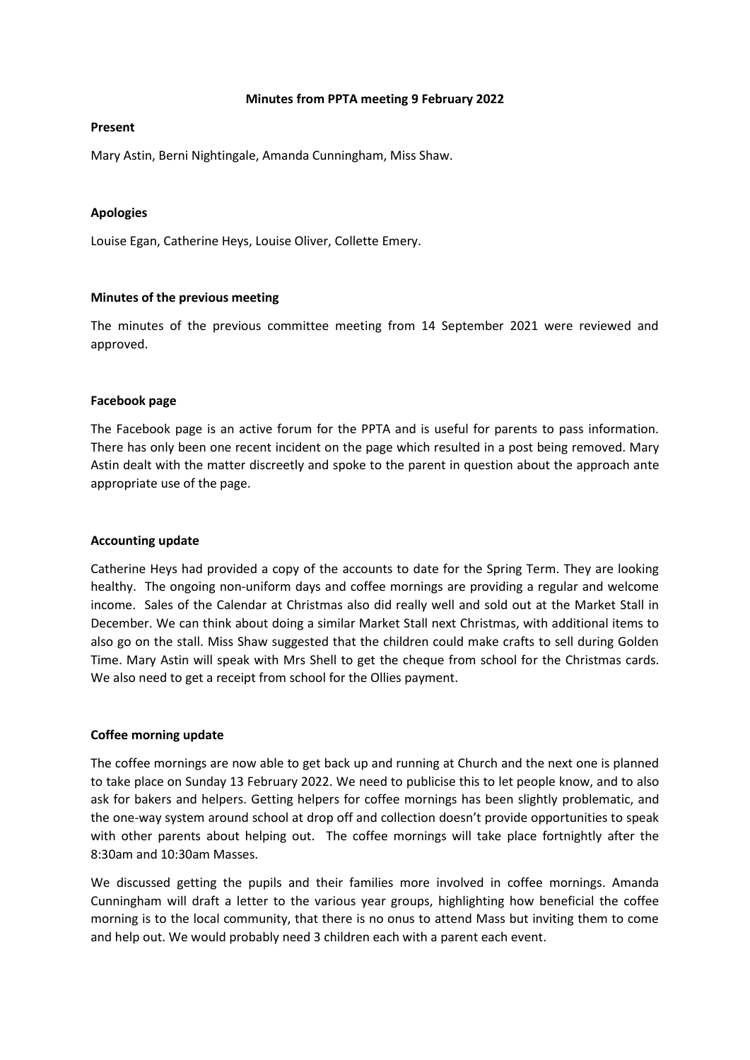**Minutes from PPTA meeting 9 February 2022**

**Present**

Mary Astin, Berni Nightingale, Amanda Cunningham, Miss Shaw.

**Apologies**

Louise Egan, Catherine Heys, Louise Oliver, Collette Emery.

**Minutes of the previous meeting**

The minutes of the previous committee meeting from 14 September 2021 were reviewed and approved.

**Facebook page**

The Facebook page is an active forum for the PPTA and is useful for parents to pass information. There has only been one recent incident on the page which resulted in a post being removed. Mary Astin dealt with the matter discreetly and spoke to the parent in question about the approach ante appropriate use of the page.

**Accounting update**

Catherine Heys had provided a copy of the accounts to date for the Spring Term. They are looking healthy. The ongoing non-uniform days and coffee mornings are providing a regular and welcome income. Sales of the Calendar at Christmas also did really well and sold out at the Market Stall in December. We can think about doing a similar Market Stall next Christmas, with additional items to also go on the stall. Miss Shaw suggested that the children could make crafts to sell during Golden Time. Mary Astin will speak with Mrs Shell to get the cheque from school for the Christmas cards. We also need to get a receipt from school for the Ollies payment.

**Coffee morning update**

The coffee mornings are now able to get back up and running at Church and the next one is planned to take place on Sunday 13 February 2022. We need to publicise this to let people know, and to also ask for bakers and helpers. Getting helpers for coffee mornings has been slightly problematic, and the one-way system around school at drop off and collection doesn't provide opportunities to speak with other parents about helping out. The coffee mornings will take place fortnightly after the 8:30am and 10:30am Masses.

We discussed getting the pupils and their families more involved in coffee mornings. Amanda Cunningham will draft a letter to the various year groups, highlighting how beneficial the coffee morning is to the local community, that there is no onus to attend Mass but inviting them to come and help out. We would probably need 3 children each with a parent each event.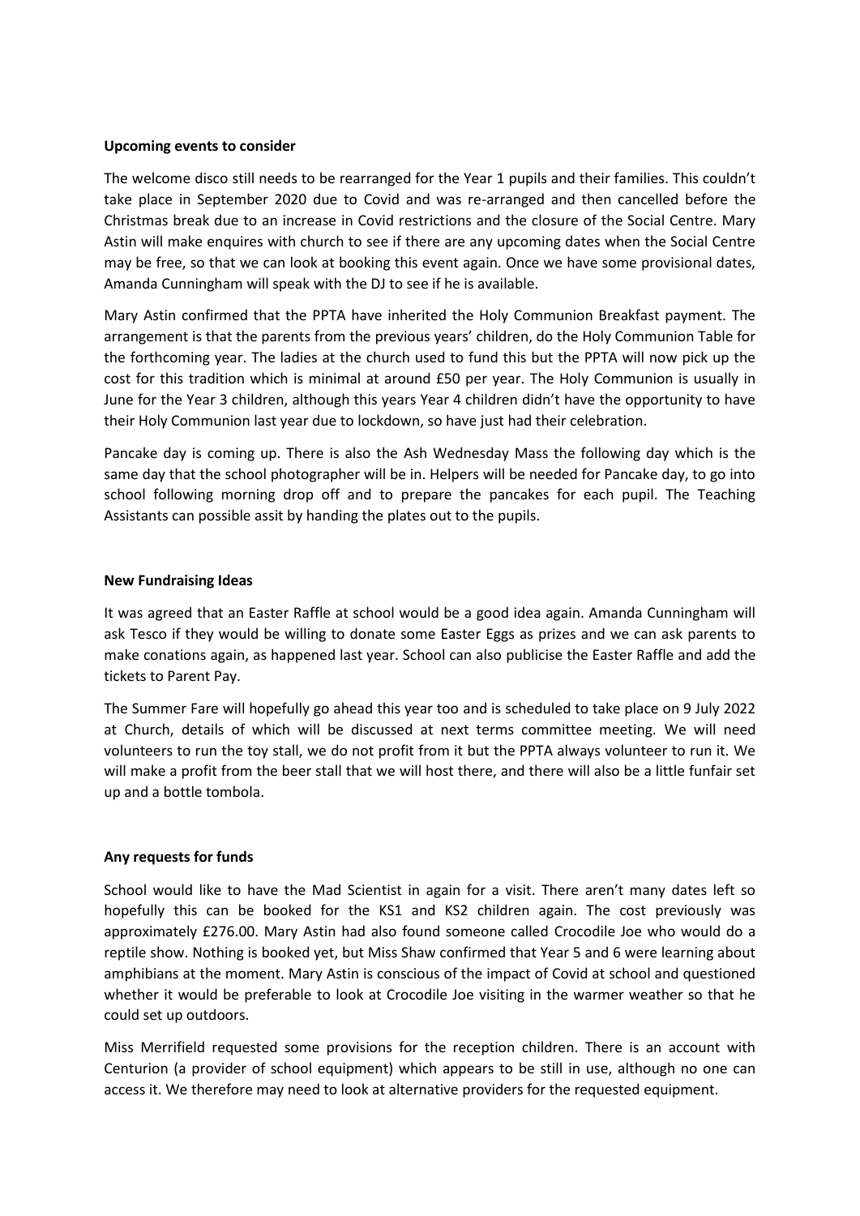**Upcoming events to consider**

The welcome disco still needs to be rearranged for the Year 1 pupils and their families. This couldn't take place in September 2020 due to Covid and was re-arranged and then cancelled before the Christmas break due to an increase in Covid restrictions and the closure of the Social Centre. Mary Astin will make enquires with church to see if there are any upcoming dates when the Social Centre may be free, so that we can look at booking this event again. Once we have some provisional dates, Amanda Cunningham will speak with the DJ to see if he is available.

Mary Astin confirmed that the PPTA have inherited the Holy Communion Breakfast payment. The arrangement is that the parents from the previous years' children, do the Holy Communion Table for the forthcoming year. The ladies at the church used to fund this but the PPTA will now pick up the cost for this tradition which is minimal at around £50 per year. The Holy Communion is usually in June for the Year 3 children, although this years Year 4 children didn't have the opportunity to have their Holy Communion last year due to lockdown, so have just had their celebration.

Pancake day is coming up. There is also the Ash Wednesday Mass the following day which is the same day that the school photographer will be in. Helpers will be needed for Pancake day, to go into school following morning drop off and to prepare the pancakes for each pupil. The Teaching Assistants can possible assit by handing the plates out to the pupils.

**New Fundraising Ideas**

It was agreed that an Easter Raffle at school would be a good idea again. Amanda Cunningham will ask Tesco if they would be willing to donate some Easter Eggs as prizes and we can ask parents to make conations again, as happened last year. School can also publicise the Easter Raffle and add the tickets to Parent Pay.

The Summer Fare will hopefully go ahead this year too and is scheduled to take place on 9 July 2022 at Church, details of which will be discussed at next terms committee meeting. We will need volunteers to run the toy stall, we do not profit from it but the PPTA always volunteer to run it. We will make a profit from the beer stall that we will host there, and there will also be a little funfair set up and a bottle tombola.

**Any requests for funds**

School would like to have the Mad Scientist in again for a visit. There aren't many dates left so hopefully this can be booked for the KS1 and KS2 children again. The cost previously was approximately £276.00. Mary Astin had also found someone called Crocodile Joe who would do a reptile show. Nothing is booked yet, but Miss Shaw confirmed that Year 5 and 6 were learning about amphibians at the moment. Mary Astin is conscious of the impact of Covid at school and questioned whether it would be preferable to look at Crocodile Joe visiting in the warmer weather so that he could set up outdoors.

Miss Merrifield requested some provisions for the reception children. There is an account with Centurion (a provider of school equipment) which appears to be still in use, although no one can access it. We therefore may need to look at alternative providers for the requested equipment.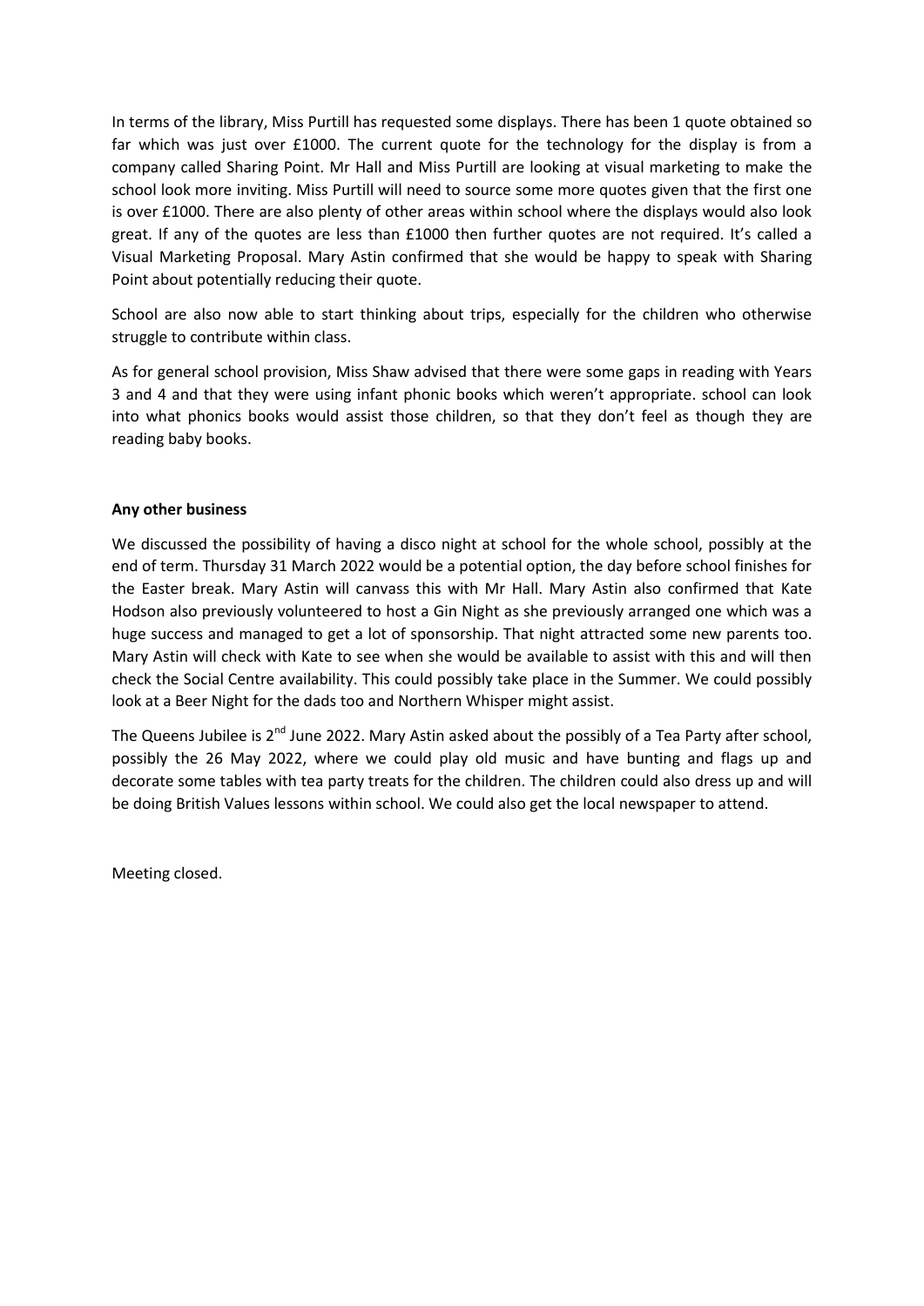In terms of the library, Miss Purtill has requested some displays. There has been 1 quote obtained so far which was just over £1000. The current quote for the technology for the display is from a company called Sharing Point. Mr Hall and Miss Purtill are looking at visual marketing to make the school look more inviting. Miss Purtill will need to source some more quotes given that the first one is over £1000. There are also plenty of other areas within school where the displays would also look great. If any of the quotes are less than £1000 then further quotes are not required. It's called a Visual Marketing Proposal. Mary Astin confirmed that she would be happy to speak with Sharing Point about potentially reducing their quote.

School are also now able to start thinking about trips, especially for the children who otherwise struggle to contribute within class.

As for general school provision, Miss Shaw advised that there were some gaps in reading with Years 3 and 4 and that they were using infant phonic books which weren't appropriate. school can look into what phonics books would assist those children, so that they don't feel as though they are reading baby books.

**Any other business**

We discussed the possibility of having a disco night at school for the whole school, possibly at the end of term. Thursday 31 March 2022 would be a potential option, the day before school finishes for the Easter break. Mary Astin will canvass this with Mr Hall. Mary Astin also confirmed that Kate Hodson also previously volunteered to host a Gin Night as she previously arranged one which was a huge success and managed to get a lot of sponsorship. That night attracted some new parents too. Mary Astin will check with Kate to see when she would be available to assist with this and will then check the Social Centre availability. This could possibly take place in the Summer. We could possibly look at a Beer Night for the dads too and Northern Whisper might assist.

The Queens Jubilee is 2nd June 2022. Mary Astin asked about the possibly of a Tea Party after school, possibly the 26 May 2022, where we could play old music and have bunting and flags up and decorate some tables with tea party treats for the children. The children could also dress up and will be doing British Values lessons within school. We could also get the local newspaper to attend.

Meeting closed.